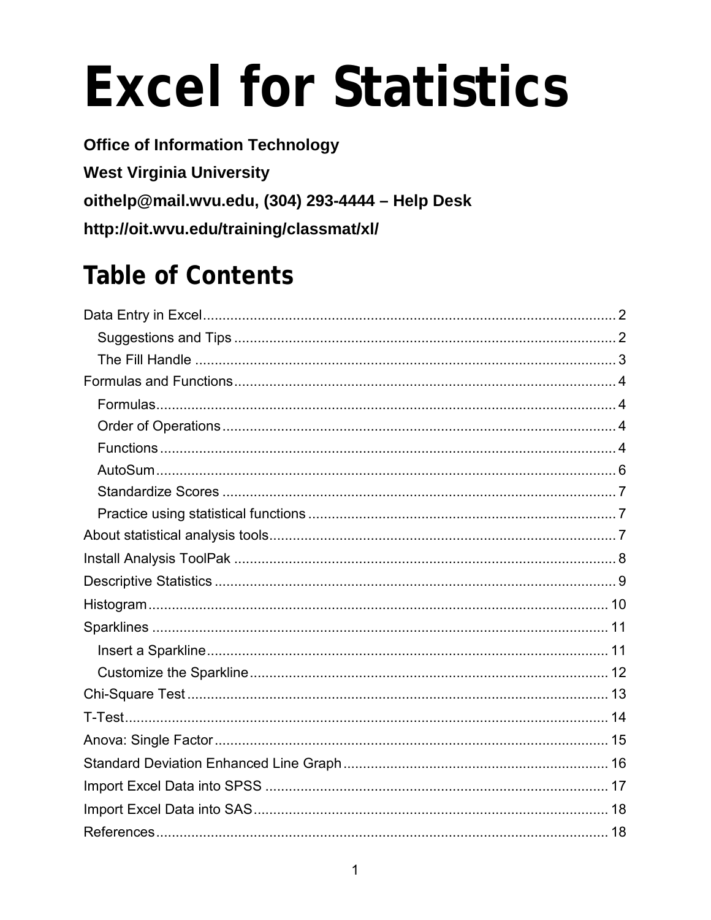# Excel for Statistics

**Office of Information Technology**

**West Virginia University**

**oithelp@mail.wvu.edu, (304) 293-4444 – Help Desk**

**http://oit.wvu.edu/training/classmat/xl/**

## Table of Contents

- Data Entry in Excel ........ 2
  - Suggestions and Tips ........ 2
  - The Fill Handle ........ 3
- Formulas and Functions ........ 4
  - Formulas ........ 4
  - Order of Operations ........ 4
  - Functions ........ 4
  - AutoSum ........ 6
  - Standardize Scores ........ 7
  - Practice using statistical functions ........ 7
- About statistical analysis tools ........ 7
- Install Analysis ToolPak ........ 8
- Descriptive Statistics ........ 9
- Histogram ........ 10
- Sparklines ........ 11
  - Insert a Sparkline ........ 11
  - Customize the Sparkline ........ 12
- Chi-Square Test ........ 13
- T-Test ........ 14
- Anova: Single Factor ........ 15
- Standard Deviation Enhanced Line Graph ........ 16
- Import Excel Data into SPSS ........ 17
- Import Excel Data into SAS ........ 18
- References ........ 18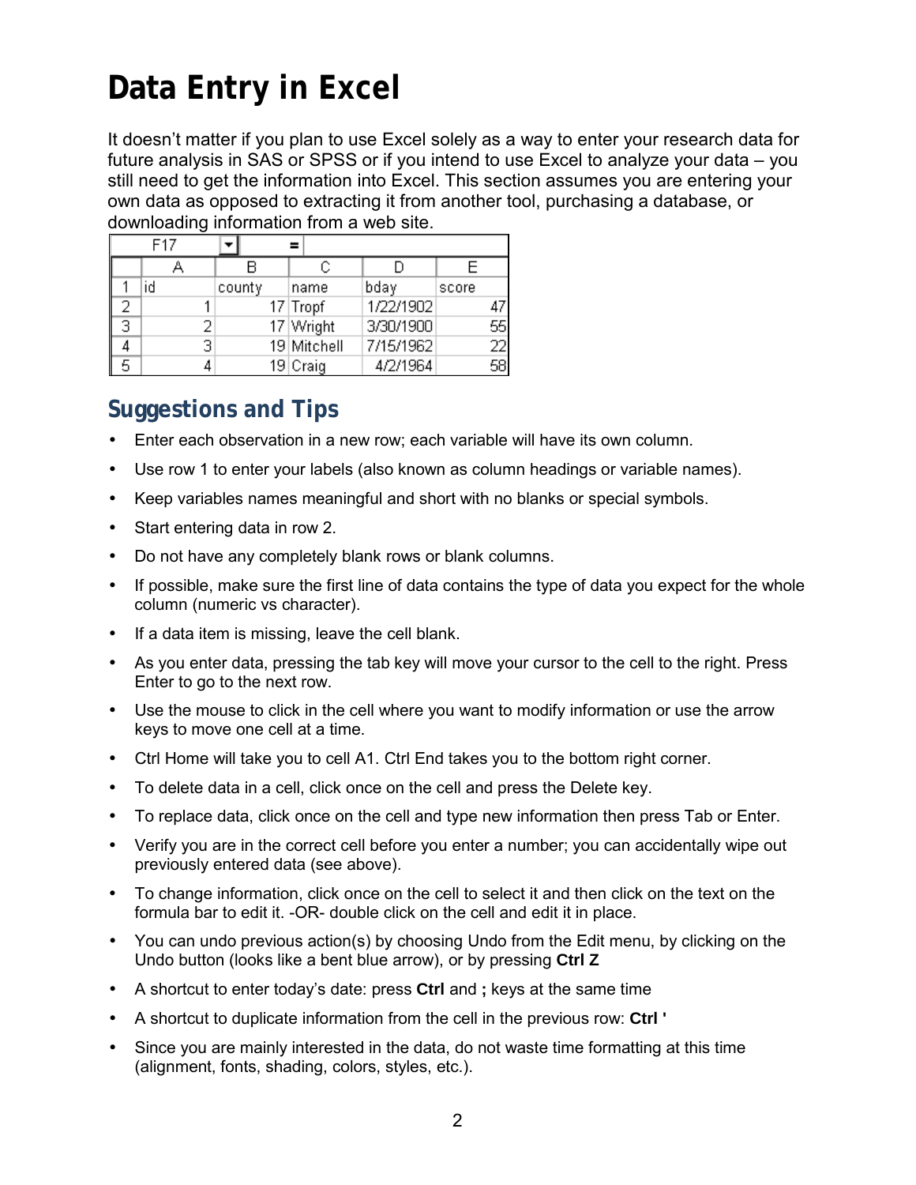# Data Entry in Excel

It doesn't matter if you plan to use Excel solely as a way to enter your research data for future analysis in SAS or SPSS or if you intend to use Excel to analyze your data – you still need to get the information into Excel. This section assumes you are entering your own data as opposed to extracting it from another tool, purchasing a database, or downloading information from a web site.

| | A | B | C | D | E |
|---|---|---|---|---|---|
| 1 | id | county | name | bday | score |
| 2 | 1 | 17 | Tropf | 1/22/1902 | 47 |
| 3 | 2 | 17 | Wright | 3/30/1900 | 55 |
| 4 | 3 | 19 | Mitchell | 7/15/1962 | 22 |
| 5 | 4 | 19 | Craig | 4/2/1964 | 58 |

## Suggestions and Tips

- Enter each observation in a new row; each variable will have its own column.
- Use row 1 to enter your labels (also known as column headings or variable names).
- Keep variables names meaningful and short with no blanks or special symbols.
- Start entering data in row 2.
- Do not have any completely blank rows or blank columns.
- If possible, make sure the first line of data contains the type of data you expect for the whole column (numeric vs character).
- If a data item is missing, leave the cell blank.
- As you enter data, pressing the tab key will move your cursor to the cell to the right. Press Enter to go to the next row.
- Use the mouse to click in the cell where you want to modify information or use the arrow keys to move one cell at a time.
- Ctrl Home will take you to cell A1. Ctrl End takes you to the bottom right corner.
- To delete data in a cell, click once on the cell and press the Delete key.
- To replace data, click once on the cell and type new information then press Tab or Enter.
- Verify you are in the correct cell before you enter a number; you can accidentally wipe out previously entered data (see above).
- To change information, click once on the cell to select it and then click on the text on the formula bar to edit it. -OR- double click on the cell and edit it in place.
- You can undo previous action(s) by choosing Undo from the Edit menu, by clicking on the Undo button (looks like a bent blue arrow), or by pressing **Ctrl Z**
- A shortcut to enter today's date: press **Ctrl** and **;** keys at the same time
- A shortcut to duplicate information from the cell in the previous row: **Ctrl '**
- Since you are mainly interested in the data, do not waste time formatting at this time (alignment, fonts, shading, colors, styles, etc.).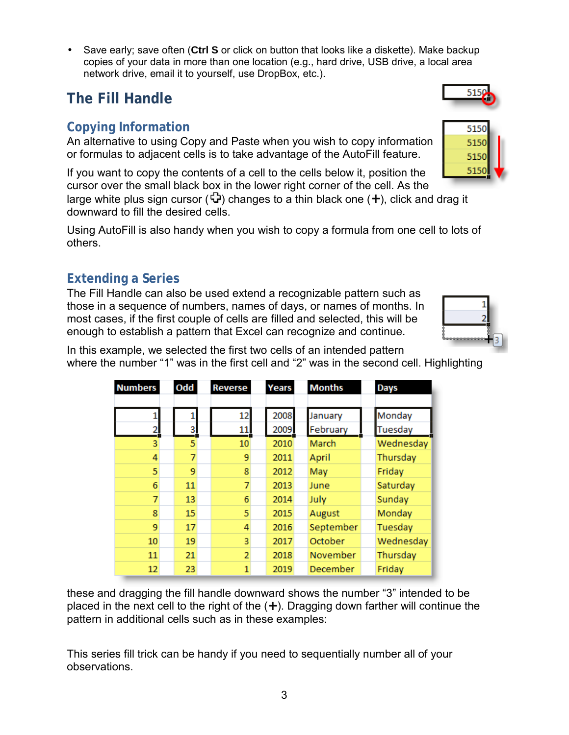- Save early; save often (**Ctrl S** or click on button that looks like a diskette). Make backup copies of your data in more than one location (e.g., hard drive, USB drive, a local area network drive, email it to yourself, use DropBox, etc.).

## The Fill Handle

### Copying Information

An alternative to using Copy and Paste when you wish to copy information or formulas to adjacent cells is to take advantage of the AutoFill feature.

If you want to copy the contents of a cell to the cells below it, position the cursor over the small black box in the lower right corner of the cell. As the large white plus sign cursor (✣) changes to a thin black one (**+**), click and drag it downward to fill the desired cells.

Using AutoFill is also handy when you wish to copy a formula from one cell to lots of others.

### Extending a Series

The Fill Handle can also be used extend a recognizable pattern such as those in a sequence of numbers, names of days, or names of months. In most cases, if the first couple of cells are filled and selected, this will be enough to establish a pattern that Excel can recognize and continue.

In this example, we selected the first two cells of an intended pattern where the number "1" was in the first cell and "2" was in the second cell. Highlighting these and dragging the fill handle downward shows the number "3" intended to be placed in the next cell to the right of the (**+**). Dragging down farther will continue the pattern in additional cells such as in these examples:

| Numbers | Odd | Reverse | Years | Months | Days |
|---|---|---|---|---|---|
| 1 | 1 | 12 | 2008 | January | Monday |
| 2 | 3 | 11 | 2009 | February | Tuesday |
| 3 | 5 | 10 | 2010 | March | Wednesday |
| 4 | 7 | 9 | 2011 | April | Thursday |
| 5 | 9 | 8 | 2012 | May | Friday |
| 6 | 11 | 7 | 2013 | June | Saturday |
| 7 | 13 | 6 | 2014 | July | Sunday |
| 8 | 15 | 5 | 2015 | August | Monday |
| 9 | 17 | 4 | 2016 | September | Tuesday |
| 10 | 19 | 3 | 2017 | October | Wednesday |
| 11 | 21 | 2 | 2018 | November | Thursday |
| 12 | 23 | 1 | 2019 | December | Friday |

This series fill trick can be handy if you need to sequentially number all of your observations.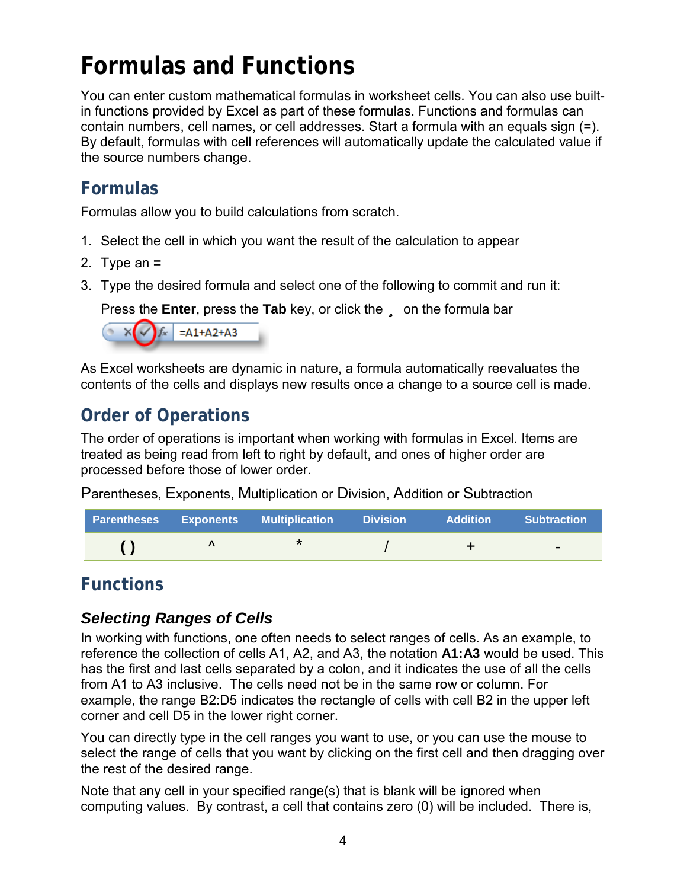# Formulas and Functions

You can enter custom mathematical formulas in worksheet cells. You can also use built-in functions provided by Excel as part of these formulas. Functions and formulas can contain numbers, cell names, or cell addresses. Start a formula with an equals sign (=). By default, formulas with cell references will automatically update the calculated value if the source numbers change.

## Formulas

Formulas allow you to build calculations from scratch.

1. Select the cell in which you want the result of the calculation to appear
2. Type an =
3. Type the desired formula and select one of the following to commit and run it:

   Press the **Enter**, press the **Tab** key, or click the ¸ on the formula bar

As Excel worksheets are dynamic in nature, a formula automatically reevaluates the contents of the cells and displays new results once a change to a source cell is made.

## Order of Operations

The order of operations is important when working with formulas in Excel. Items are treated as being read from left to right by default, and ones of higher order are processed before those of lower order.

Parentheses, Exponents, Multiplication or Division, Addition or Subtraction

| Parentheses | Exponents | Multiplication | Division | Addition | Subtraction |
|---|---|---|---|---|---|
| ( ) | ^ | * | / | + | - |

## Functions

### *Selecting Ranges of Cells*

In working with functions, one often needs to select ranges of cells. As an example, to reference the collection of cells A1, A2, and A3, the notation **A1:A3** would be used. This has the first and last cells separated by a colon, and it indicates the use of all the cells from A1 to A3 inclusive. The cells need not be in the same row or column. For example, the range B2:D5 indicates the rectangle of cells with cell B2 in the upper left corner and cell D5 in the lower right corner.

You can directly type in the cell ranges you want to use, or you can use the mouse to select the range of cells that you want by clicking on the first cell and then dragging over the rest of the desired range.

Note that any cell in your specified range(s) that is blank will be ignored when computing values. By contrast, a cell that contains zero (0) will be included. There is,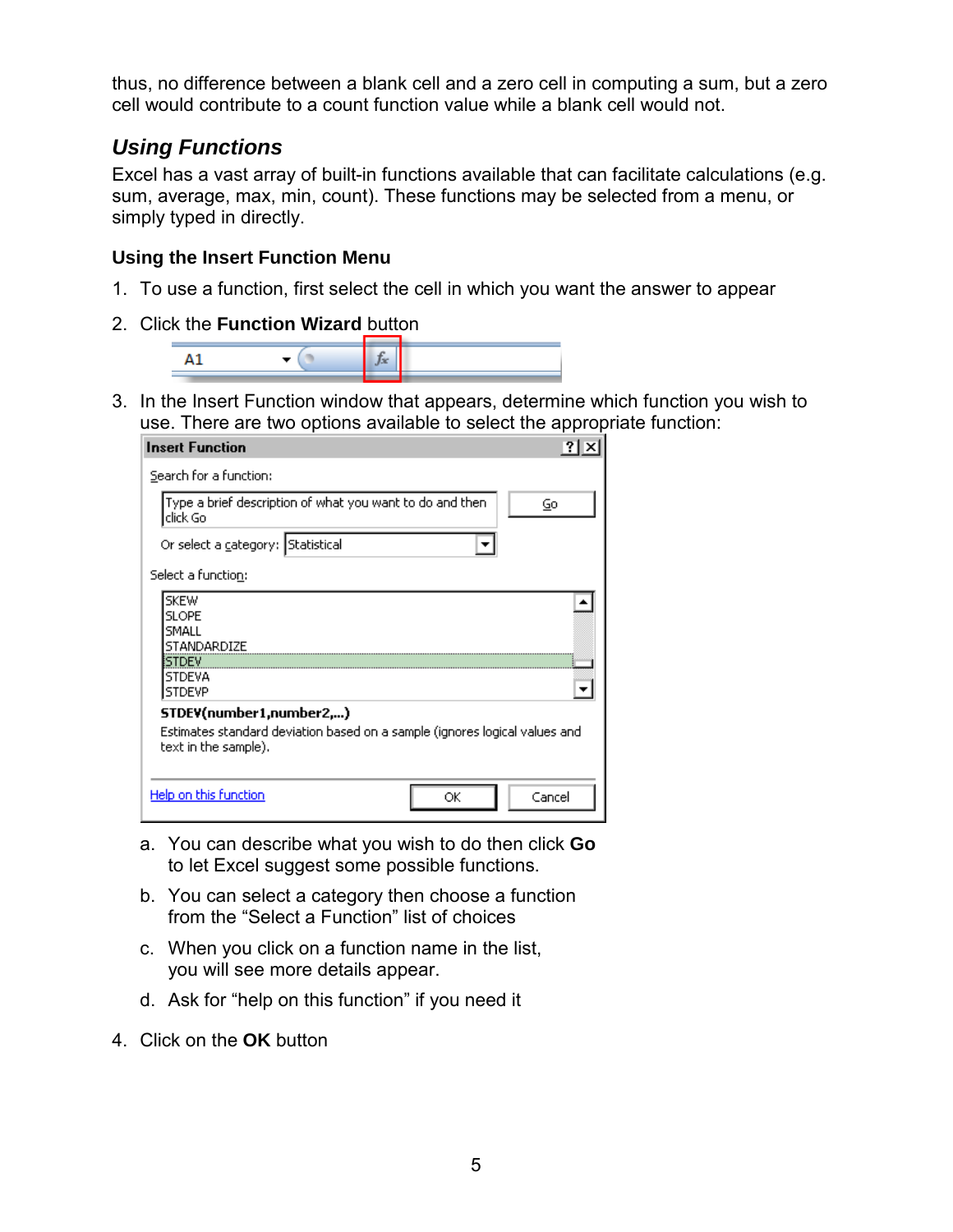thus, no difference between a blank cell and a zero cell in computing a sum, but a zero cell would contribute to a count function value while a blank cell would not.

## *Using Functions*

Excel has a vast array of built-in functions available that can facilitate calculations (e.g. sum, average, max, min, count). These functions may be selected from a menu, or simply typed in directly.

### Using the Insert Function Menu

1. To use a function, first select the cell in which you want the answer to appear
2. Click the **Function Wizard** button
3. In the Insert Function window that appears, determine which function you wish to use. There are two options available to select the appropriate function:
   a. You can describe what you wish to do then click **Go** to let Excel suggest some possible functions.
   b. You can select a category then choose a function from the "Select a Function" list of choices
   c. When you click on a function name in the list, you will see more details appear.
   d. Ask for "help on this function" if you need it
4. Click on the **OK** button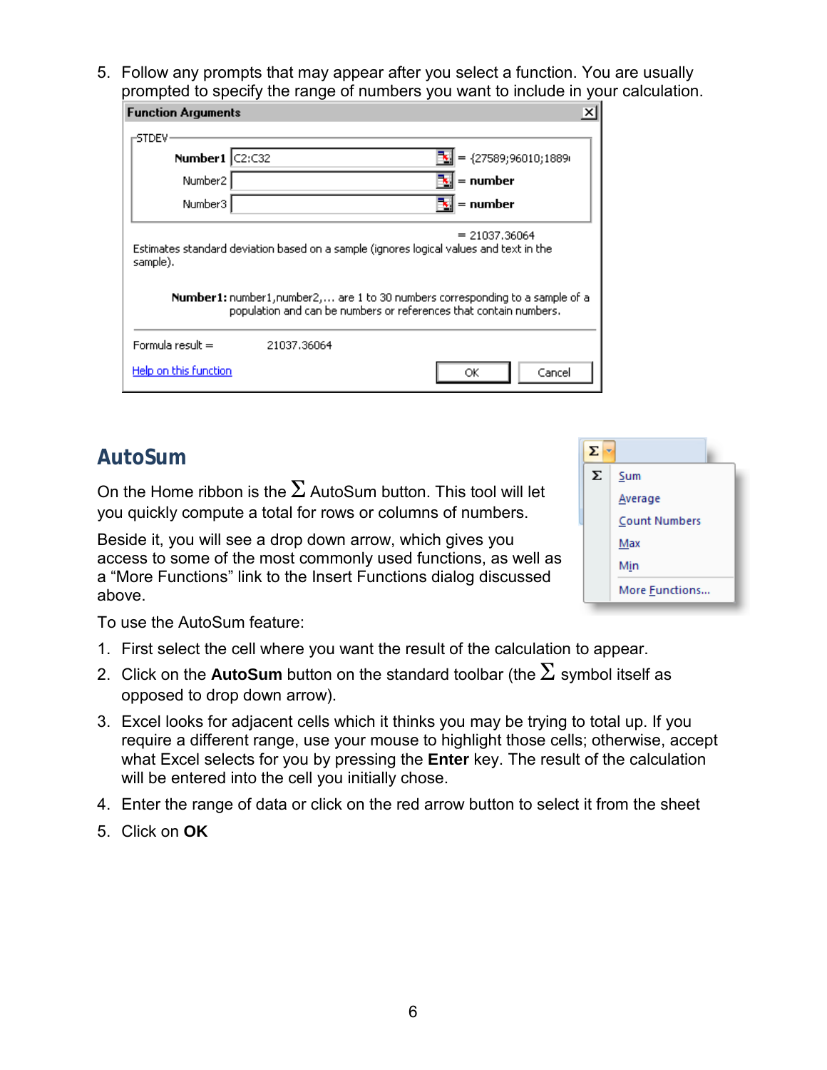5. Follow any prompts that may appear after you select a function. You are usually prompted to specify the range of numbers you want to include in your calculation.

## AutoSum

On the Home ribbon is the Σ AutoSum button. This tool will let you quickly compute a total for rows or columns of numbers.

Beside it, you will see a drop down arrow, which gives you access to some of the most commonly used functions, as well as a "More Functions" link to the Insert Functions dialog discussed above.

To use the AutoSum feature:

1. First select the cell where you want the result of the calculation to appear.
2. Click on the **AutoSum** button on the standard toolbar (the Σ symbol itself as opposed to drop down arrow).
3. Excel looks for adjacent cells which it thinks you may be trying to total up. If you require a different range, use your mouse to highlight those cells; otherwise, accept what Excel selects for you by pressing the **Enter** key. The result of the calculation will be entered into the cell you initially chose.
4. Enter the range of data or click on the red arrow button to select it from the sheet
5. Click on **OK**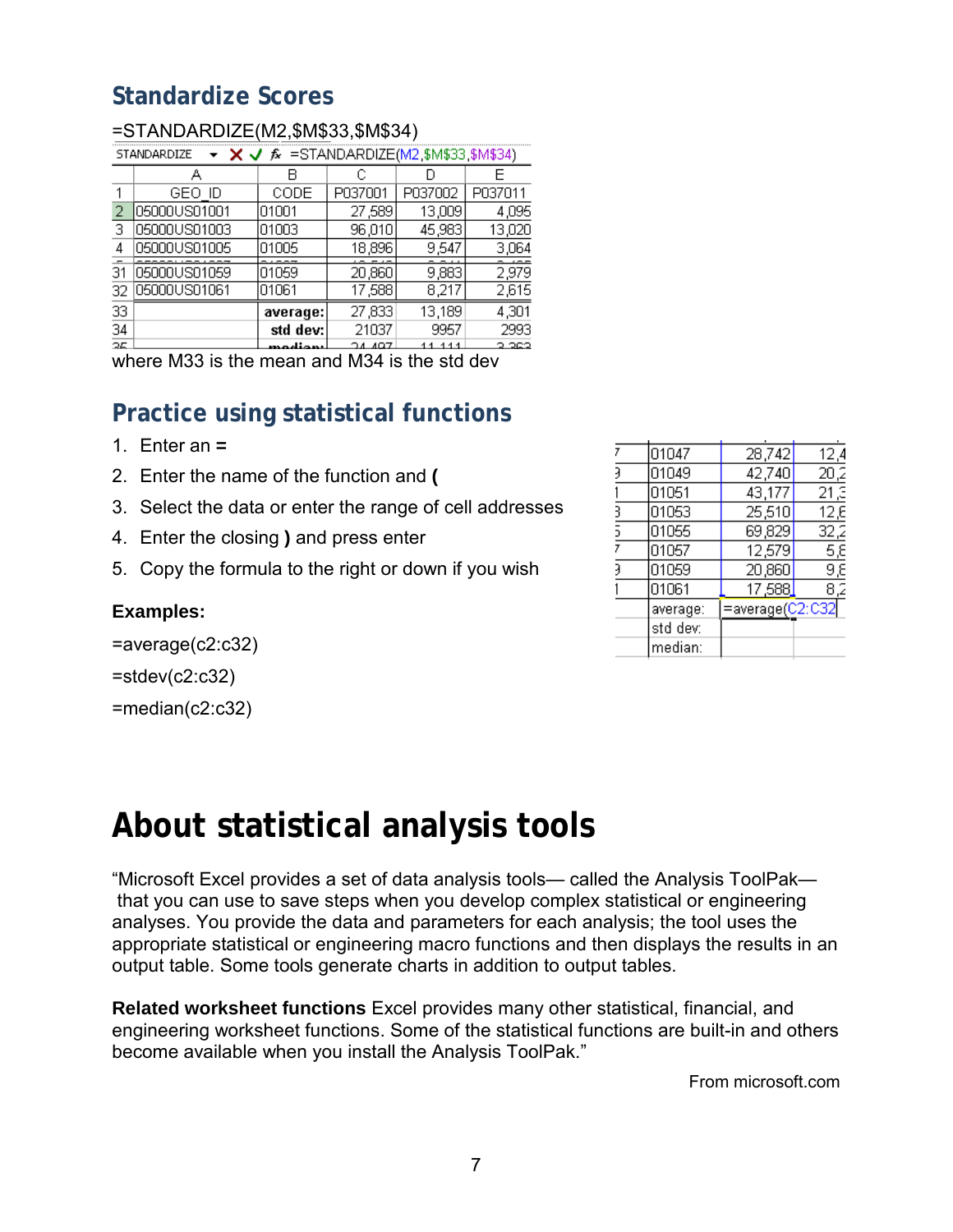## Standardize Scores

=STANDARDIZE(M2,$M$33,$M$34)

STANDARDIZE ▾ ✗ ✓ fx =STANDARDIZE(M2,$M$33,$M$34)

| | A | B | C | D | E |
|---|---|---|---|---|---|
| 1 | GEO_ID | CODE | P037001 | P037002 | P037011 |
| 2 | 05000US01001 | 01001 | 27,589 | 13,009 | 4,095 |
| 3 | 05000US01003 | 01003 | 96,010 | 45,983 | 13,020 |
| 4 | 05000US01005 | 01005 | 18,896 | 9,547 | 3,064 |
| 31 | 05000US01059 | 01059 | 20,860 | 9,883 | 2,979 |
| 32 | 05000US01061 | 01061 | 17,588 | 8,217 | 2,615 |
| 33 | | average: | 27,833 | 13,189 | 4,301 |
| 34 | | std dev: | 21037 | 9957 | 2993 |
| 35 | | median: | 24,497 | 11,111 | 3,363 |

where M33 is the mean and M34 is the std dev

## Practice using statistical functions

1. Enter an **=**
2. Enter the name of the function and **(**
3. Select the data or enter the range of cell addresses
4. Enter the closing **)** and press enter
5. Copy the formula to the right or down if you wish

| 01047 | 28,742 | 12,4 |
|---|---|---|
| 01049 | 42,740 | 20,2 |
| 01051 | 43,177 | 21,3 |
| 01053 | 25,510 | 12,6 |
| 01055 | 69,829 | 32,2 |
| 01057 | 12,579 | 5,8 |
| 01059 | 20,860 | 9,8 |
| 01061 | 17,588 | 8,2 |
| average: | =average(C2:C32) | |
| std dev: | | |
| median: | | |

**Examples:**

=average(c2:c32)

=stdev(c2:c32)

=median(c2:c32)

# About statistical analysis tools

"Microsoft Excel provides a set of data analysis tools— called the Analysis ToolPak— that you can use to save steps when you develop complex statistical or engineering analyses. You provide the data and parameters for each analysis; the tool uses the appropriate statistical or engineering macro functions and then displays the results in an output table. Some tools generate charts in addition to output tables.

**Related worksheet functions** Excel provides many other statistical, financial, and engineering worksheet functions. Some of the statistical functions are built-in and others become available when you install the Analysis ToolPak."

From microsoft.com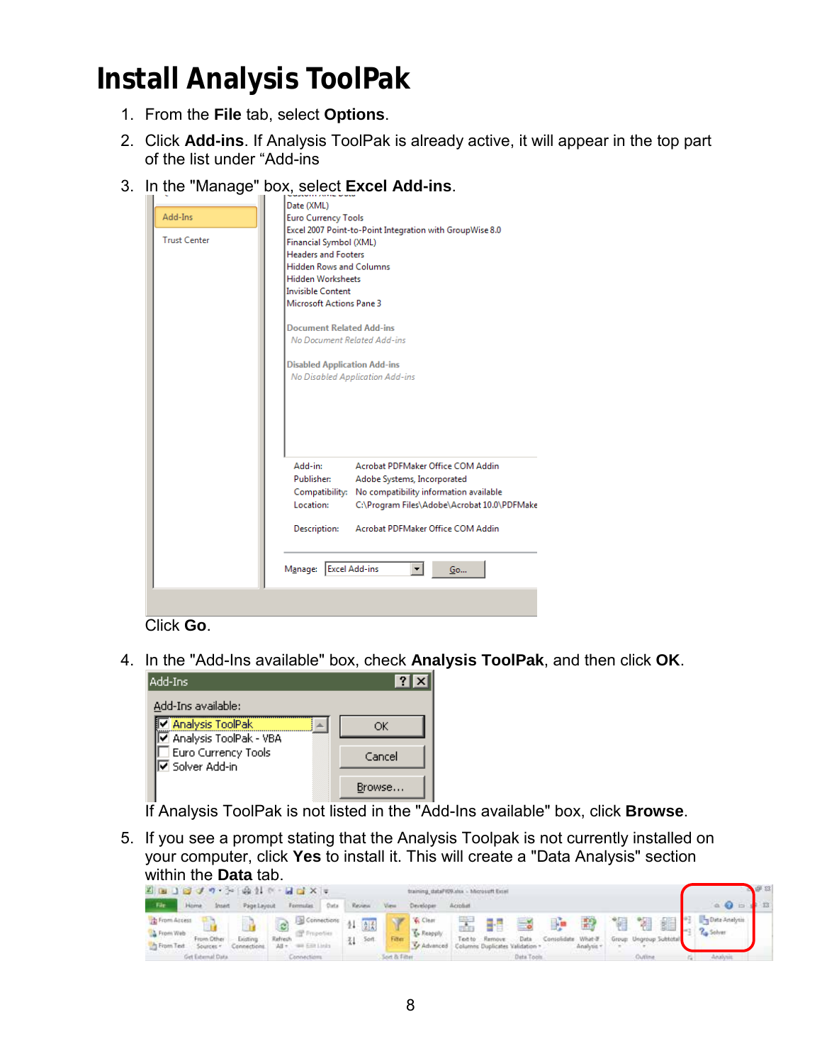# Install Analysis ToolPak

1. From the **File** tab, select **Options**.
2. Click **Add-ins**. If Analysis ToolPak is already active, it will appear in the top part of the list under "Add-ins
3. In the "Manage" box, select **Excel Add-ins**.

   Click **Go**.
4. In the "Add-Ins available" box, check **Analysis ToolPak**, and then click **OK**.

   If Analysis ToolPak is not listed in the "Add-Ins available" box, click **Browse**.
5. If you see a prompt stating that the Analysis Toolpak is not currently installed on your computer, click **Yes** to install it. This will create a "Data Analysis" section within the **Data** tab.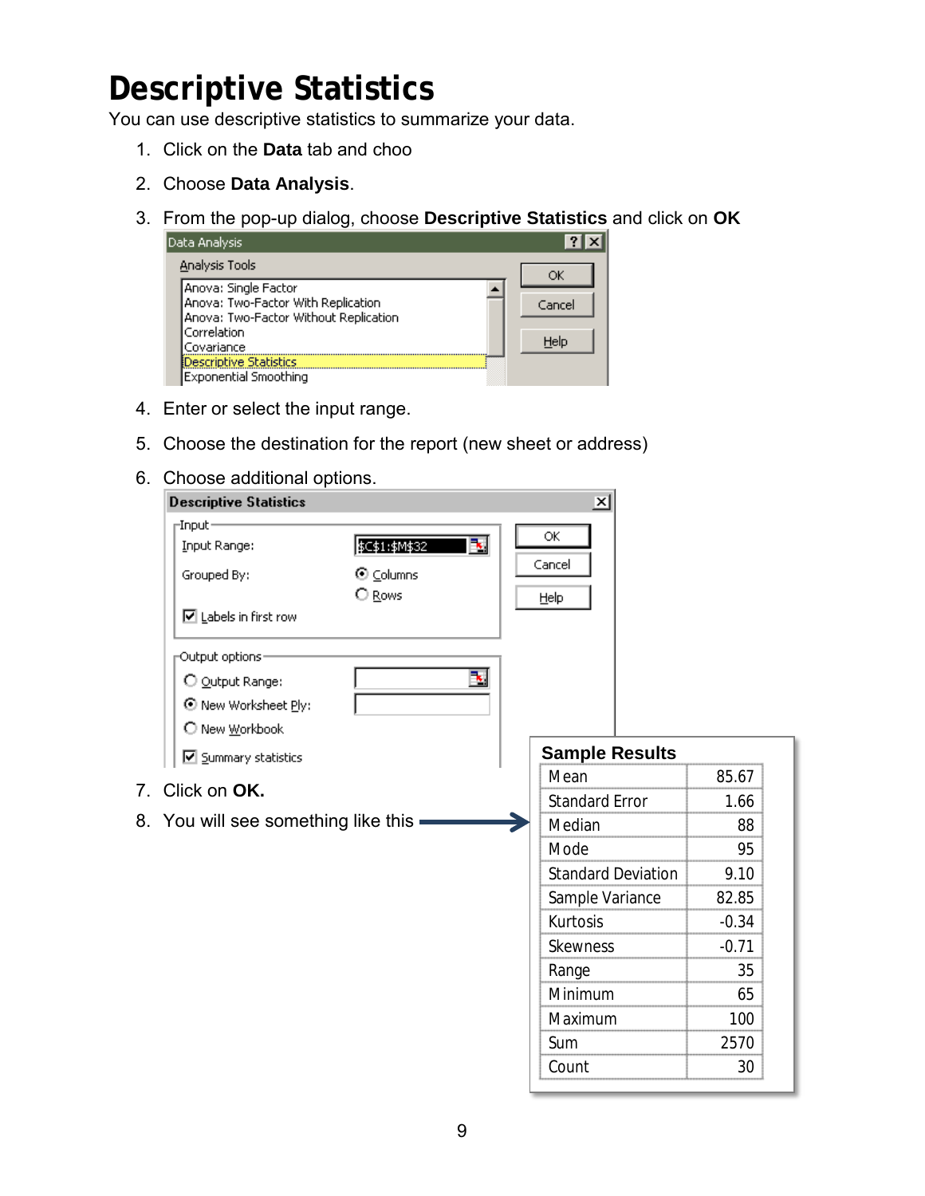# Descriptive Statistics

You can use descriptive statistics to summarize your data.

1. Click on the **Data** tab and choo
2. Choose **Data Analysis**.
3. From the pop-up dialog, choose **Descriptive Statistics** and click on **OK**
4. Enter or select the input range.
5. Choose the destination for the report (new sheet or address)
6. Choose additional options.
7. Click on **OK.**
8. You will see something like this

**Sample Results**

| | |
|---|---|
| Mean | 85.67 |
| Standard Error | 1.66 |
| Median | 88 |
| Mode | 95 |
| Standard Deviation | 9.10 |
| Sample Variance | 82.85 |
| Kurtosis | -0.34 |
| Skewness | -0.71 |
| Range | 35 |
| Minimum | 65 |
| Maximum | 100 |
| Sum | 2570 |
| Count | 30 |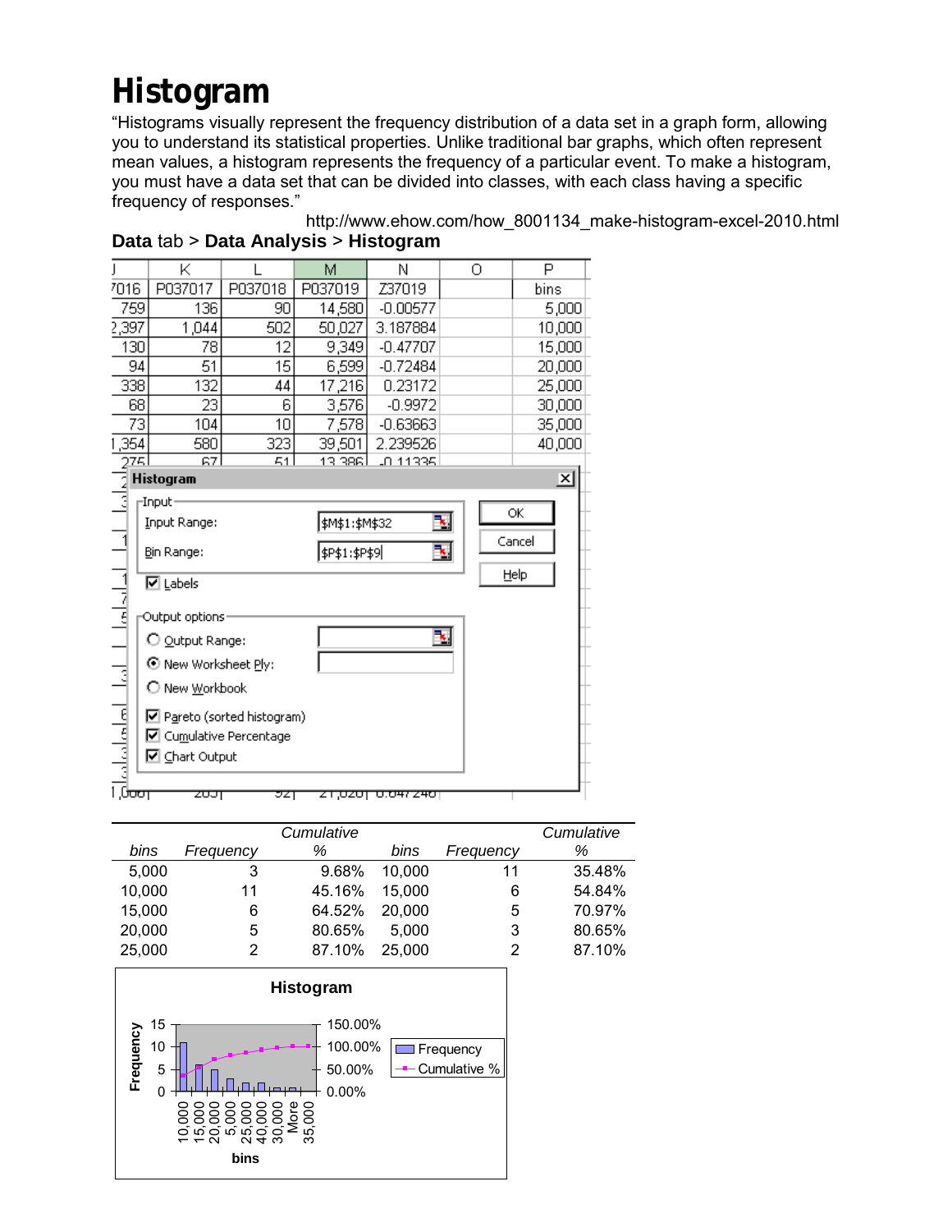# Histogram

"Histograms visually represent the frequency distribution of a data set in a graph form, allowing you to understand its statistical properties. Unlike traditional bar graphs, which often represent mean values, a histogram represents the frequency of a particular event. To make a histogram, you must have a data set that can be divided into classes, with each class having a specific frequency of responses."

http://www.ehow.com/how_8001134_make-histogram-excel-2010.html

**Data** tab > **Data Analysis** > **Histogram**

| J | K | L | M | N | O | P |
|---|---|---|---|---|---|---|
| 7016 | P037017 | P037018 | P037019 | Z37019 | | bins |
| 759 | 136 | 90 | 14,580 | -0.00577 | | 5,000 |
| 2,397 | 1,044 | 502 | 50,027 | 3.187884 | | 10,000 |
| 130 | 78 | 12 | 9,349 | -0.47707 | | 15,000 |
| 94 | 51 | 15 | 6,599 | -0.72484 | | 20,000 |
| 338 | 132 | 44 | 17,216 | 0.23172 | | 25,000 |
| 68 | 23 | 6 | 3,576 | -0.9972 | | 30,000 |
| 73 | 104 | 10 | 7,578 | -0.63663 | | 35,000 |
| 1,354 | 580 | 323 | 39,501 | 2.239526 | | 40,000 |
| 275 | 67 | 51 | 13,386 | -0.11335 | | |

**Histogram** dialog:

- Input
  - Input Range: $M$1:$M$32
  - Bin Range: $P$1:$P$9
  - ☑ Labels
- Output options
  - ○ Output Range:
  - ⦿ New Worksheet Ply:
  - ○ New Workbook
  - ☑ Pareto (sorted histogram)
  - ☑ Cumulative Percentage
  - ☑ Chart Output
- Buttons: OK, Cancel, Help

| bins | Frequency | Cumulative % | bins | Frequency | Cumulative % |
|---|---|---|---|---|---|
| 5,000 | 3 | 9.68% | 10,000 | 11 | 35.48% |
| 10,000 | 11 | 45.16% | 15,000 | 6 | 54.84% |
| 15,000 | 6 | 64.52% | 20,000 | 5 | 70.97% |
| 20,000 | 5 | 80.65% | 5,000 | 3 | 80.65% |
| 25,000 | 2 | 87.10% | 25,000 | 2 | 87.10% |

**Histogram** (chart: Frequency and Cumulative % by bins — 10,000, 15,000, 20,000, 5,000, 25,000, 40,000, 30,000, More, 35,000)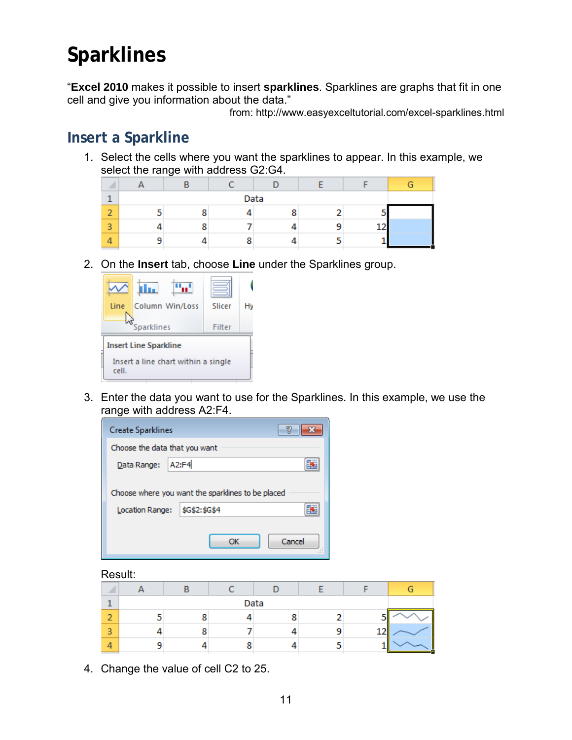# Sparklines

"**Excel 2010** makes it possible to insert **sparklines**. Sparklines are graphs that fit in one cell and give you information about the data."

from: http://www.easyexceltutorial.com/excel-sparklines.html

## Insert a Sparkline

1. Select the cells where you want the sparklines to appear. In this example, we select the range with address G2:G4.

| | A | B | C | D | E | F | G |
|---|---|---|---|---|---|---|---|
| 1 | | | Data | | | | |
| 2 | 5 | 8 | 4 | 8 | 2 | 5 | |
| 3 | 4 | 8 | 7 | 4 | 9 | 12 | |
| 4 | 9 | 4 | 8 | 4 | 5 | 1 | |

2. On the **Insert** tab, choose **Line** under the Sparklines group.

3. Enter the data you want to use for the Sparklines. In this example, we use the range with address A2:F4.

Result:

| | A | B | C | D | E | F | G |
|---|---|---|---|---|---|---|---|
| 1 | | | Data | | | | |
| 2 | 5 | 8 | 4 | 8 | 2 | 5 | |
| 3 | 4 | 8 | 7 | 4 | 9 | 12 | |
| 4 | 9 | 4 | 8 | 4 | 5 | 1 | |

4. Change the value of cell C2 to 25.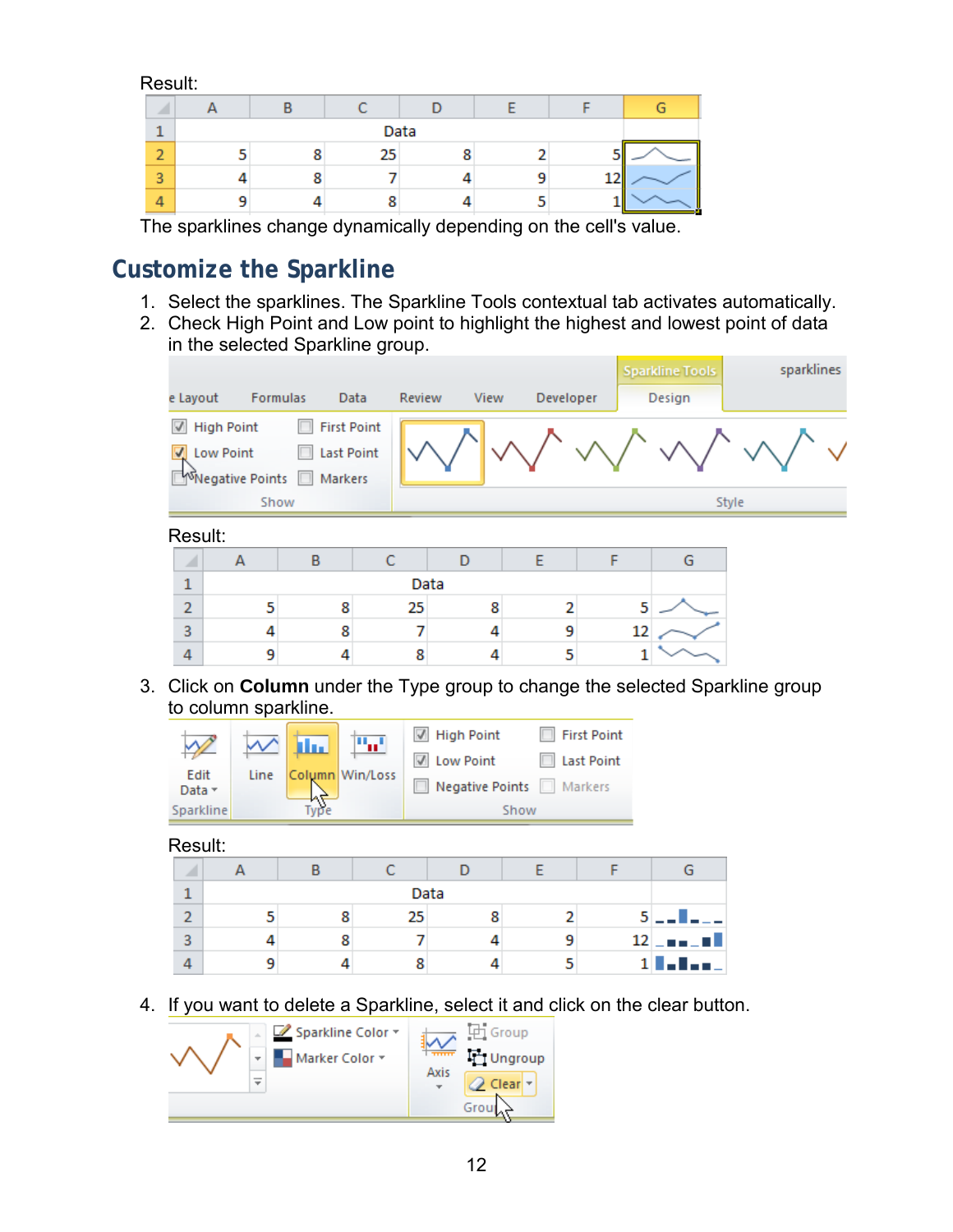Result:

|   | A | B | C | D | E | F | G |
|---|---|---|---|---|---|---|---|
| 1 | Data | | | | | | |
| 2 | 5 | 8 | 25 | 8 | 2 | 5 | |
| 3 | 4 | 8 | 7 | 4 | 9 | 12 | |
| 4 | 9 | 4 | 8 | 4 | 5 | 1 | |

The sparklines change dynamically depending on the cell's value.

## Customize the Sparkline

1. Select the sparklines. The Sparkline Tools contextual tab activates automatically.
2. Check High Point and Low point to highlight the highest and lowest point of data in the selected Sparkline group.

Result:

|   | A | B | C | D | E | F | G |
|---|---|---|---|---|---|---|---|
| 1 | Data | | | | | | |
| 2 | 5 | 8 | 25 | 8 | 2 | 5 | |
| 3 | 4 | 8 | 7 | 4 | 9 | 12 | |
| 4 | 9 | 4 | 8 | 4 | 5 | 1 | |

3. Click on **Column** under the Type group to change the selected Sparkline group to column sparkline.

Result:

|   | A | B | C | D | E | F | G |
|---|---|---|---|---|---|---|---|
| 1 | Data | | | | | | |
| 2 | 5 | 8 | 25 | 8 | 2 | 5 | |
| 3 | 4 | 8 | 7 | 4 | 9 | 12 | |
| 4 | 9 | 4 | 8 | 4 | 5 | 1 | |

4. If you want to delete a Sparkline, select it and click on the clear button.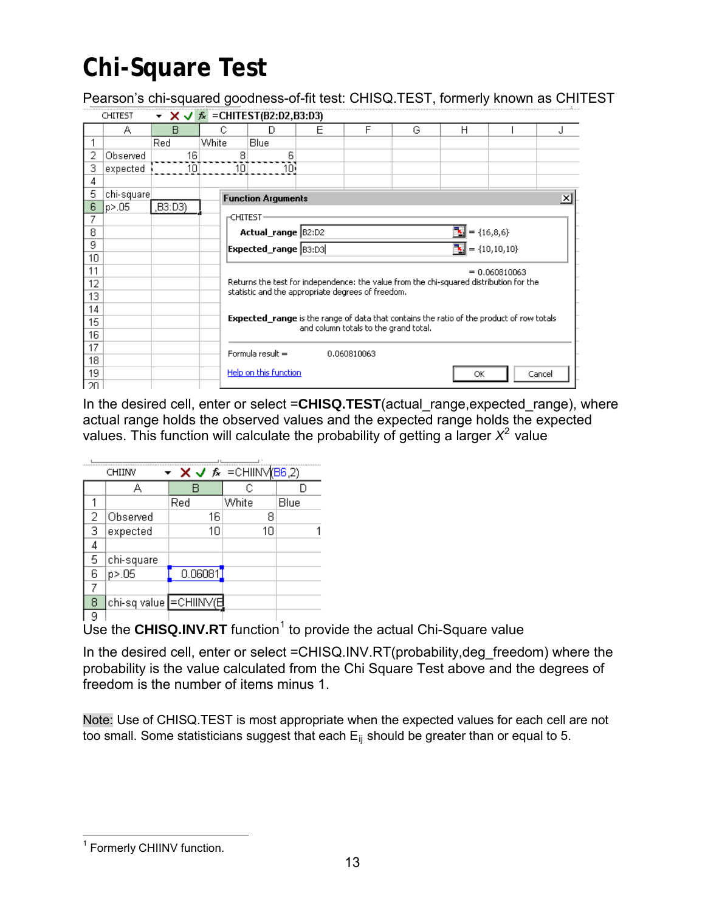# Chi-Square Test

Pearson's chi-squared goodness-of-fit test: CHISQ.TEST, formerly known as CHITEST

In the desired cell, enter or select =**CHISQ.TEST**(actual_range,expected_range), where actual range holds the observed values and the expected range holds the expected values. This function will calculate the probability of getting a larger $X^2$ value

Use the **CHISQ.INV.RT** function[1] to provide the actual Chi-Square value

In the desired cell, enter or select =CHISQ.INV.RT(probability,deg_freedom) where the probability is the value calculated from the Chi Square Test above and the degrees of freedom is the number of items minus 1.

Note: Use of CHISQ.TEST is most appropriate when the expected values for each cell are not too small. Some statisticians suggest that each $E_{ij}$ should be greater than or equal to 5.

[1] Formerly CHIINV function.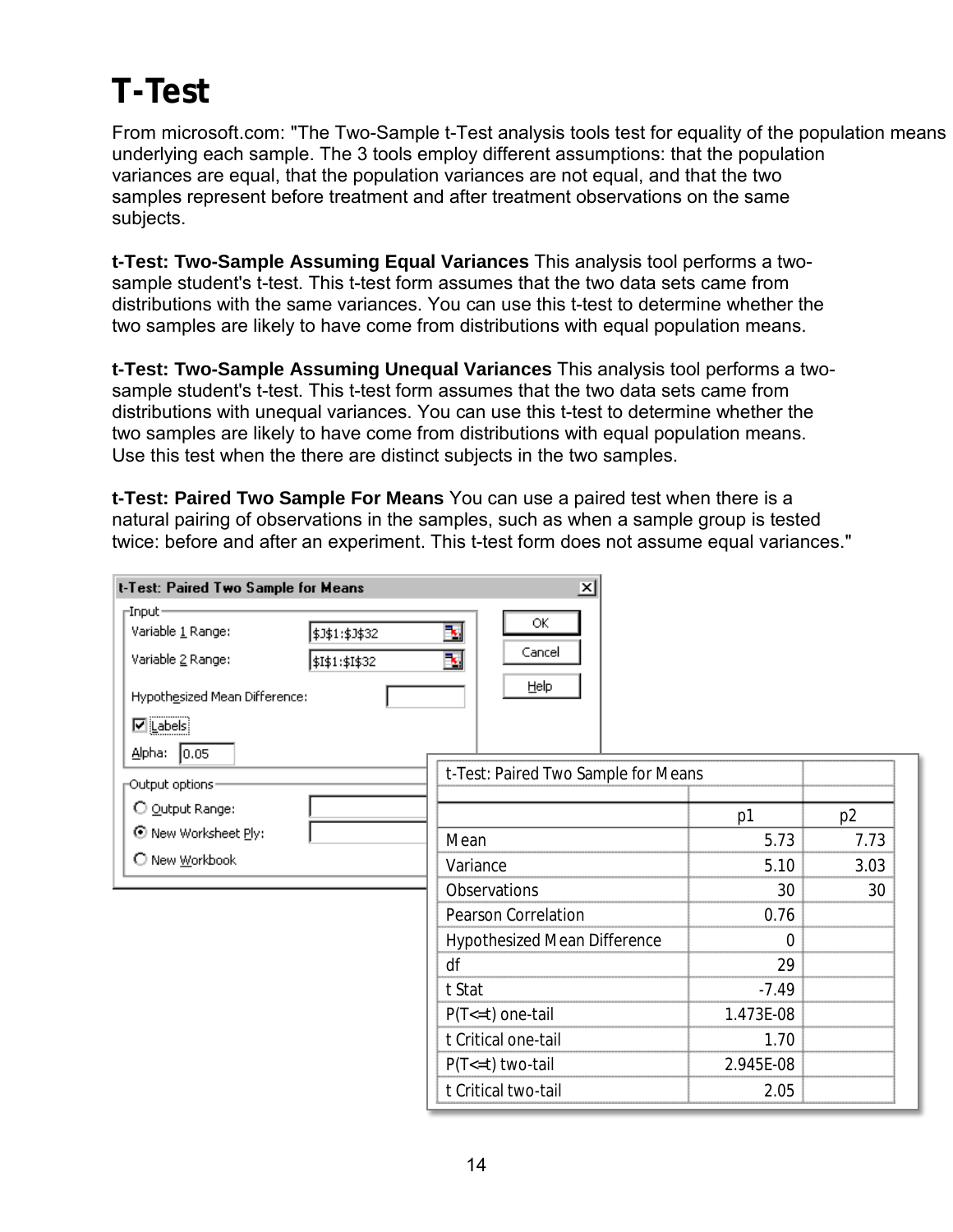# T-Test

From microsoft.com: "The Two-Sample t-Test analysis tools test for equality of the population means underlying each sample. The 3 tools employ different assumptions: that the population variances are equal, that the population variances are not equal, and that the two samples represent before treatment and after treatment observations on the same subjects.

**t-Test: Two-Sample Assuming Equal Variances** This analysis tool performs a two-sample student's t-test. This t-test form assumes that the two data sets came from distributions with the same variances. You can use this t-test to determine whether the two samples are likely to have come from distributions with equal population means.

**t-Test: Two-Sample Assuming Unequal Variances** This analysis tool performs a two-sample student's t-test. This t-test form assumes that the two data sets came from distributions with unequal variances. You can use this t-test to determine whether the two samples are likely to have come from distributions with equal population means. Use this test when the there are distinct subjects in the two samples.

**t-Test: Paired Two Sample For Means** You can use a paired test when there is a natural pairing of observations in the samples, such as when a sample group is tested twice: before and after an experiment. This t-test form does not assume equal variances."

t-Test: Paired Two Sample for Means

Input
- Variable 1 Range: $J$1:$J$32
- Variable 2 Range: $I$1:$I$32
- Hypothesized Mean Difference:
- [x] Labels
- Alpha: 0.05

Output options
- ( ) Output Range:
- (•) New Worksheet Ply:
- ( ) New Workbook

OK | Cancel | Help

| t-Test: Paired Two Sample for Means | | |
|---|---|---|
| | p1 | p2 |
| Mean | 5.73 | 7.73 |
| Variance | 5.10 | 3.03 |
| Observations | 30 | 30 |
| Pearson Correlation | 0.76 | |
| Hypothesized Mean Difference | 0 | |
| df | 29 | |
| t Stat | -7.49 | |
| P(T<=t) one-tail | 1.473E-08 | |
| t Critical one-tail | 1.70 | |
| P(T<=t) two-tail | 2.945E-08 | |
| t Critical two-tail | 2.05 | |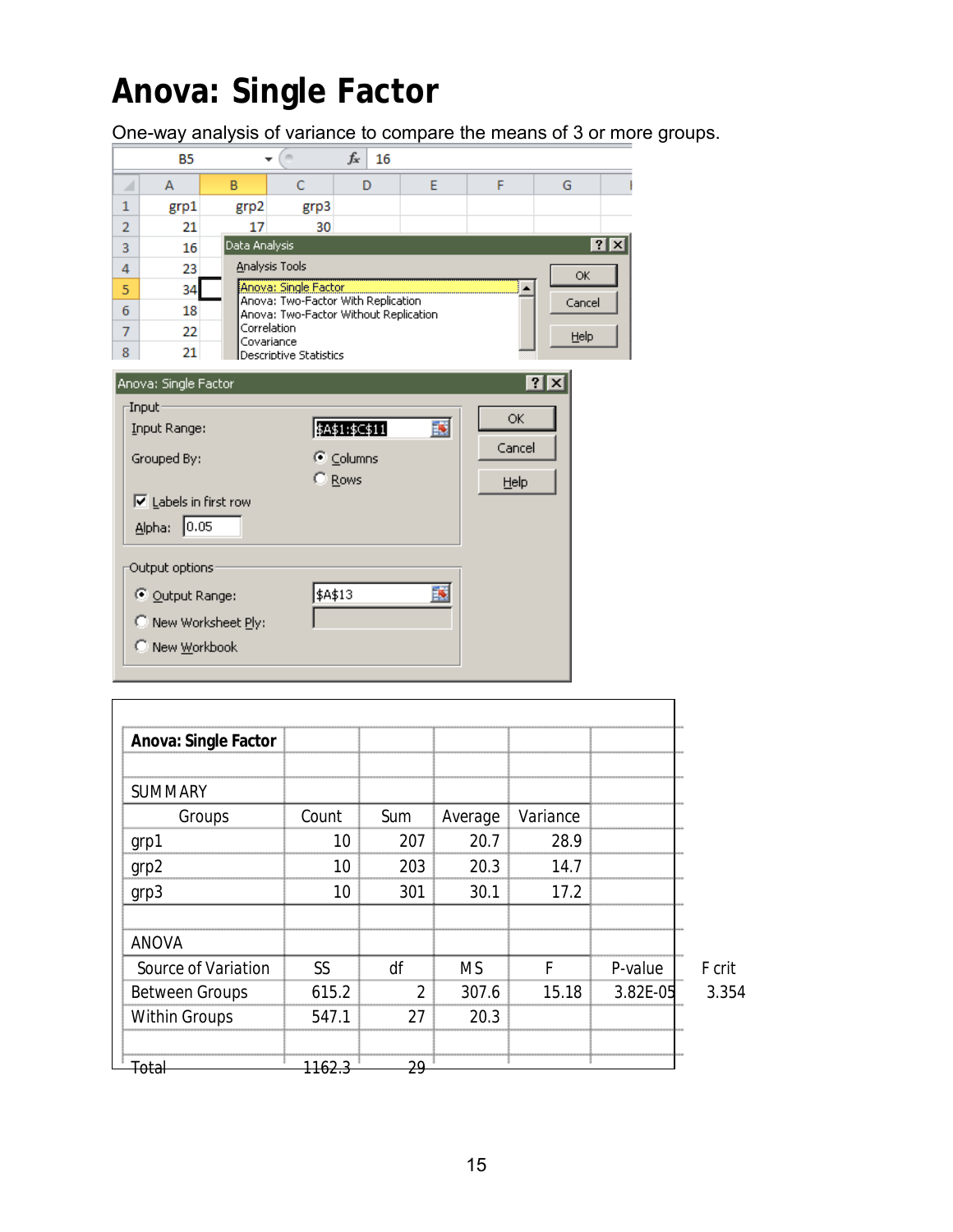# Anova: Single Factor

One-way analysis of variance to compare the means of 3 or more groups.

| | A | B | C | D | E | F | G |
|---|---|---|---|---|---|---|---|
| 1 | grp1 | grp2 | grp3 | | | | |
| 2 | 21 | 17 | 30 | | | | |
| 3 | 16 | | | | | | |
| 4 | 23 | | | | | | |
| 5 | 34 | | | | | | |
| 6 | 18 | | | | | | |
| 7 | 22 | | | | | | |
| 8 | 21 | | | | | | |

Data Analysis

Analysis Tools
- Anova: Single Factor
- Anova: Two-Factor With Replication
- Anova: Two-Factor Without Replication
- Correlation
- Covariance
- Descriptive Statistics

Anova: Single Factor

Input
- Input Range: $A$1:$C$11
- Grouped By: (•) Columns ( ) Rows
- [x] Labels in first row
- Alpha: 0.05

Output options
- (•) Output Range: $A$13
- ( ) New Worksheet Ply:
- ( ) New Workbook

**Anova: Single Factor**

SUMMARY

| Groups | Count | Sum | Average | Variance |
|---|---|---|---|---|
| grp1 | 10 | 207 | 20.7 | 28.9 |
| grp2 | 10 | 203 | 20.3 | 14.7 |
| grp3 | 10 | 301 | 30.1 | 17.2 |

ANOVA

| Source of Variation | SS | df | MS | F | P-value | F crit |
|---|---|---|---|---|---|---|
| Between Groups | 615.2 | 2 | 307.6 | 15.18 | 3.82E-05 | 3.354 |
| Within Groups | 547.1 | 27 | 20.3 | | | |
| | | | | | | |
| Total | 1162.3 | 29 | | | | |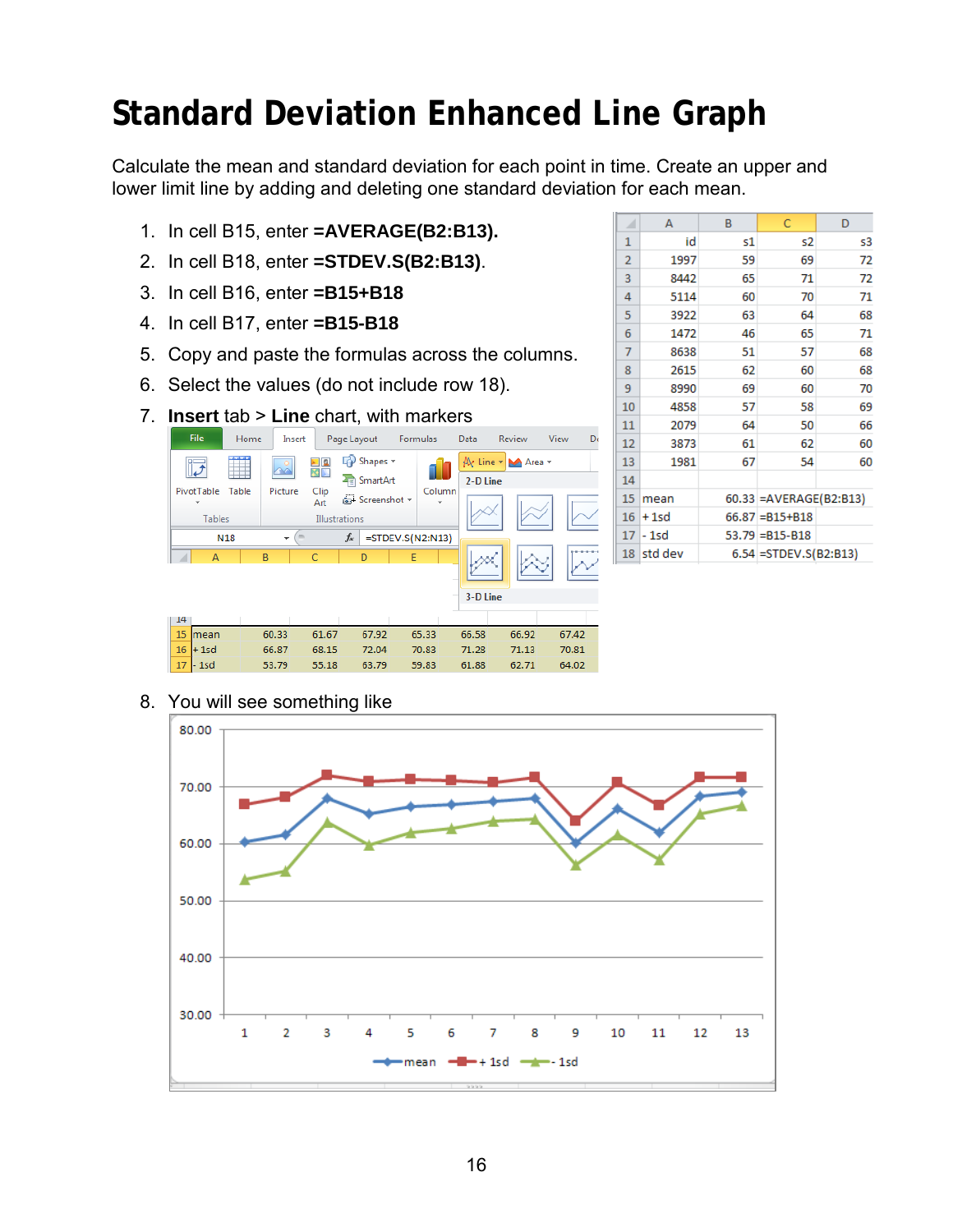# Standard Deviation Enhanced Line Graph

Calculate the mean and standard deviation for each point in time. Create an upper and lower limit line by adding and deleting one standard deviation for each mean.

1. In cell B15, enter **=AVERAGE(B2:B13).**
2. In cell B18, enter **=STDEV.S(B2:B13)**.
3. In cell B16, enter **=B15+B18**
4. In cell B17, enter **=B15-B18**
5. Copy and paste the formulas across the columns.
6. Select the values (do not include row 18).
7. **Insert** tab > **Line** chart, with markers

|  | A | B | C | D |
|---|---|---|---|---|
| 1 | id | s1 | s2 | s3 |
| 2 | 1997 | 59 | 69 | 72 |
| 3 | 8442 | 65 | 71 | 72 |
| 4 | 5114 | 60 | 70 | 71 |
| 5 | 3922 | 63 | 64 | 68 |
| 6 | 1472 | 46 | 65 | 71 |
| 7 | 8638 | 51 | 57 | 68 |
| 8 | 2615 | 62 | 60 | 68 |
| 9 | 8990 | 69 | 60 | 70 |
| 10 | 4858 | 57 | 58 | 69 |
| 11 | 2079 | 64 | 50 | 66 |
| 12 | 3873 | 61 | 62 | 60 |
| 13 | 1981 | 67 | 54 | 60 |
| 14 |  |  |  |  |
| 15 | mean | 60.33 | =AVERAGE(B2:B13) |  |
| 16 | + 1sd | 66.87 | =B15+B18 |  |
| 17 | - 1sd | 53.79 | =B15-B18 |  |
| 18 | std dev | 6.54 | =STDEV.S(B2:B13) |  |

|  | A | B | C | D | E |  |  |  |
|---|---|---|---|---|---|---|---|---|
| 15 | mean | 60.33 | 61.67 | 67.92 | 65.33 | 66.58 | 66.92 | 67.42 |
| 16 | + 1sd | 66.87 | 68.15 | 72.04 | 70.83 | 71.28 | 71.13 | 70.81 |
| 17 | - 1sd | 53.79 | 55.18 | 63.79 | 59.83 | 61.88 | 62.71 | 64.02 |

8. You will see something like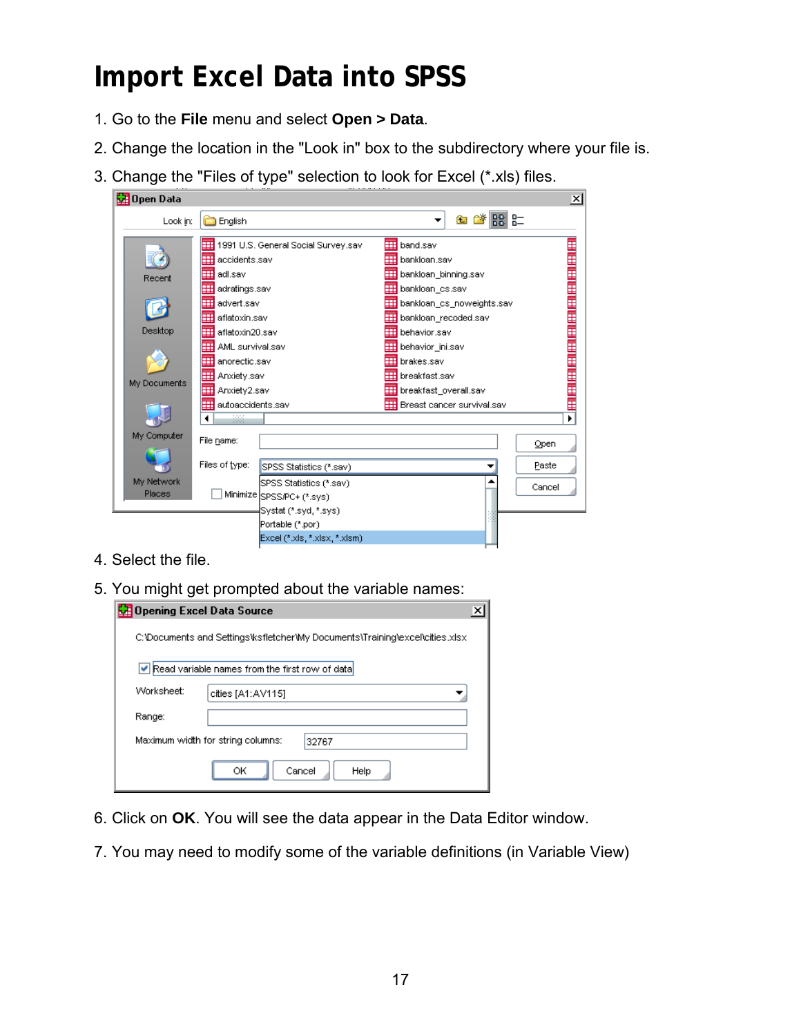# Import Excel Data into SPSS

1. Go to the **File** menu and select **Open > Data**.
2. Change the location in the "Look in" box to the subdirectory where your file is.
3. Change the "Files of type" selection to look for Excel (*.xls) files.
4. Select the file.
5. You might get prompted about the variable names:
6. Click on **OK**. You will see the data appear in the Data Editor window.
7. You may need to modify some of the variable definitions (in Variable View)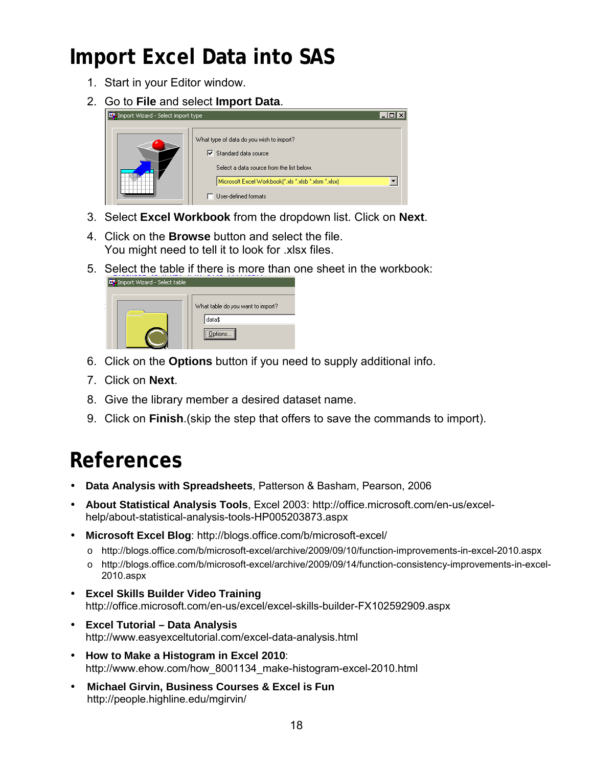# Import Excel Data into SAS

1. Start in your Editor window.
2. Go to **File** and select **Import Data**.
3. Select **Excel Workbook** from the dropdown list. Click on **Next**.
4. Click on the **Browse** button and select the file.
   You might need to tell it to look for .xlsx files.
5. Select the table if there is more than one sheet in the workbook:
6. Click on the **Options** button if you need to supply additional info.
7. Click on **Next**.
8. Give the library member a desired dataset name.
9. Click on **Finish**.(skip the step that offers to save the commands to import).

# References

- **Data Analysis with Spreadsheets**, Patterson & Basham, Pearson, 2006
- **About Statistical Analysis Tools**, Excel 2003: http://office.microsoft.com/en-us/excel-help/about-statistical-analysis-tools-HP005203873.aspx
- **Microsoft Excel Blog**: http://blogs.office.com/b/microsoft-excel/
  - http://blogs.office.com/b/microsoft-excel/archive/2009/09/10/function-improvements-in-excel-2010.aspx
  - http://blogs.office.com/b/microsoft-excel/archive/2009/09/14/function-consistency-improvements-in-excel-2010.aspx
- **Excel Skills Builder Video Training**
  http://office.microsoft.com/en-us/excel/excel-skills-builder-FX102592909.aspx
- **Excel Tutorial – Data Analysis**
  http://www.easyexceltutorial.com/excel-data-analysis.html
- **How to Make a Histogram in Excel 2010**:
  http://www.ehow.com/how_8001134_make-histogram-excel-2010.html
- **Michael Girvin, Business Courses & Excel is Fun**
  http://people.highline.edu/mgirvin/